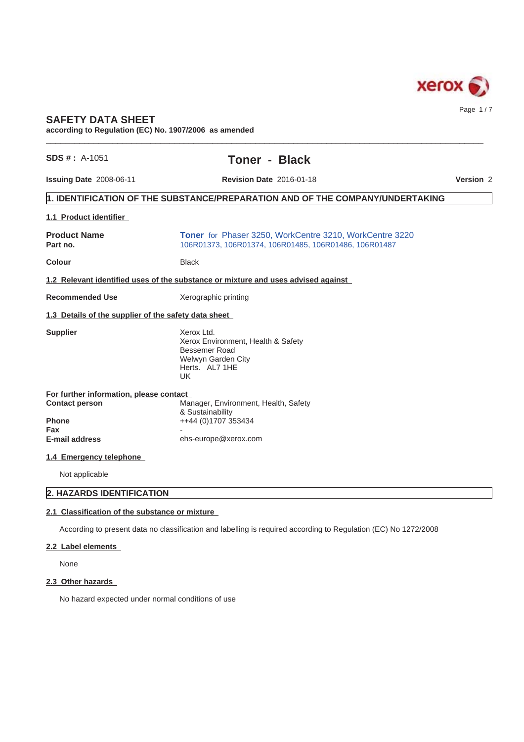# SAFETY DATA SHEET

**according to Regulation (EC) No. 1907/2006 as amended**

**SDS # :** A-1051

## Toner - Black

**Issuing Date** 2008-06-11 **Revision Date** 2016-01-18 **Version** 2

## 1. IDENTIFICATION OF THE SUBSTANCE/PREPARATION AND OF THE COMPANY/UNDERTAKING

### 1.1 Product identifier

| | |
|---|---|
| **Product Name** | **Toner** for Phaser 3250, WorkCentre 3210, WorkCentre 3220 |
| **Part no.** | 106R01373, 106R01374, 106R01485, 106R01486, 106R01487 |
| **Colour** | Black |

### 1.2 Relevant identified uses of the substance or mixture and uses advised against

| | |
|---|---|
| **Recommended Use** | Xerographic printing |

### 1.3 Details of the supplier of the safety data sheet

| | |
|---|---|
| **Supplier** | Xerox Ltd.<br>Xerox Environment, Health & Safety<br>Bessemer Road<br>Welwyn Garden City<br>Herts. AL7 1HE<br>UK |

**For further information, please contact**

| | |
|---|---|
| **Contact person** | Manager, Environment, Health, Safety & Sustainability |
| **Phone** | ++44 (0)1707 353434 |
| **Fax** | - |
| **E-mail address** | ehs-europe@xerox.com |

### 1.4 Emergency telephone

Not applicable

## 2. HAZARDS IDENTIFICATION

### 2.1 Classification of the substance or mixture

According to present data no classification and labelling is required according to Regulation (EC) No 1272/2008

### 2.2 Label elements

None

### 2.3 Other hazards

No hazard expected under normal conditions of use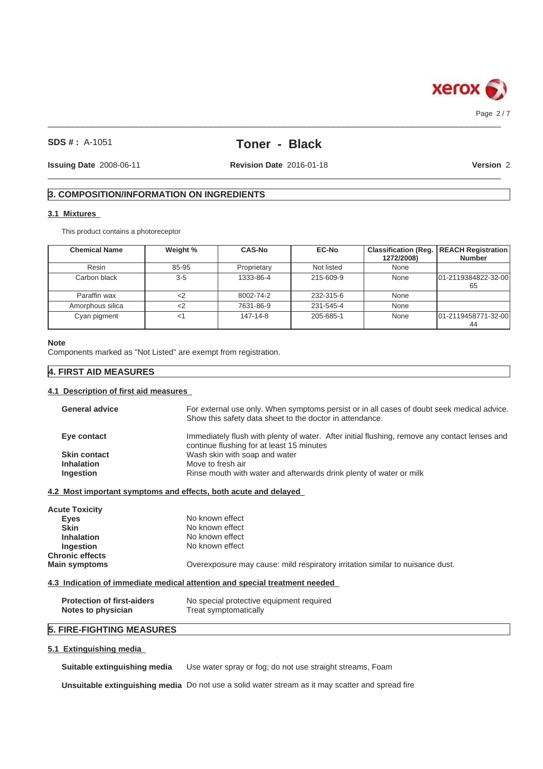**SDS # :** A-1051

# Toner - Black

**Issuing Date** 2008-06-11 **Revision Date** 2016-01-18 **Version** 2

## 3. COMPOSITION/INFORMATION ON INGREDIENTS

### 3.1 Mixtures

This product contains a photoreceptor

| Chemical Name | Weight % | CAS-No | EC-No | Classification (Reg. 1272/2008) | REACH Registration Number |
|---|---|---|---|---|---|
| Resin | 85-95 | Proprietary | Not listed | None | |
| Carbon black | 3-5 | 1333-86-4 | 215-609-9 | None | 01-2119384822-32-0065 |
| Paraffin wax | <2 | 8002-74-2 | 232-315-6 | None | |
| Amorphous silica | <2 | 7631-86-9 | 231-545-4 | None | |
| Cyan pigment | <1 | 147-14-8 | 205-685-1 | None | 01-2119458771-32-0044 |

**Note**
Components marked as "Not Listed" are exempt from registration.

## 4. FIRST AID MEASURES

### 4.1 Description of first aid measures

**General advice** For external use only. When symptoms persist or in all cases of doubt seek medical advice. Show this safety data sheet to the doctor in attendance.

**Eye contact** Immediately flush with plenty of water. After initial flushing, remove any contact lenses and continue flushing for at least 15 minutes

**Skin contact** Wash skin with soap and water

**Inhalation** Move to fresh air

**Ingestion** Rinse mouth with water and afterwards drink plenty of water or milk

### 4.2 Most important symptoms and effects, both acute and delayed

**Acute Toxicity**

**Eyes** No known effect

**Skin** No known effect

**Inhalation** No known effect

**Ingestion** No known effect

**Chronic effects**

**Main symptoms** Overexposure may cause: mild respiratory irritation similar to nuisance dust.

### 4.3 Indication of immediate medical attention and special treatment needed

**Protection of first-aiders** No special protective equipment required

**Notes to physician** Treat symptomatically

## 5. FIRE-FIGHTING MEASURES

### 5.1 Extinguishing media

**Suitable extinguishing media** Use water spray or fog; do not use straight streams, Foam

**Unsuitable extinguishing media** Do not use a solid water stream as it may scatter and spread fire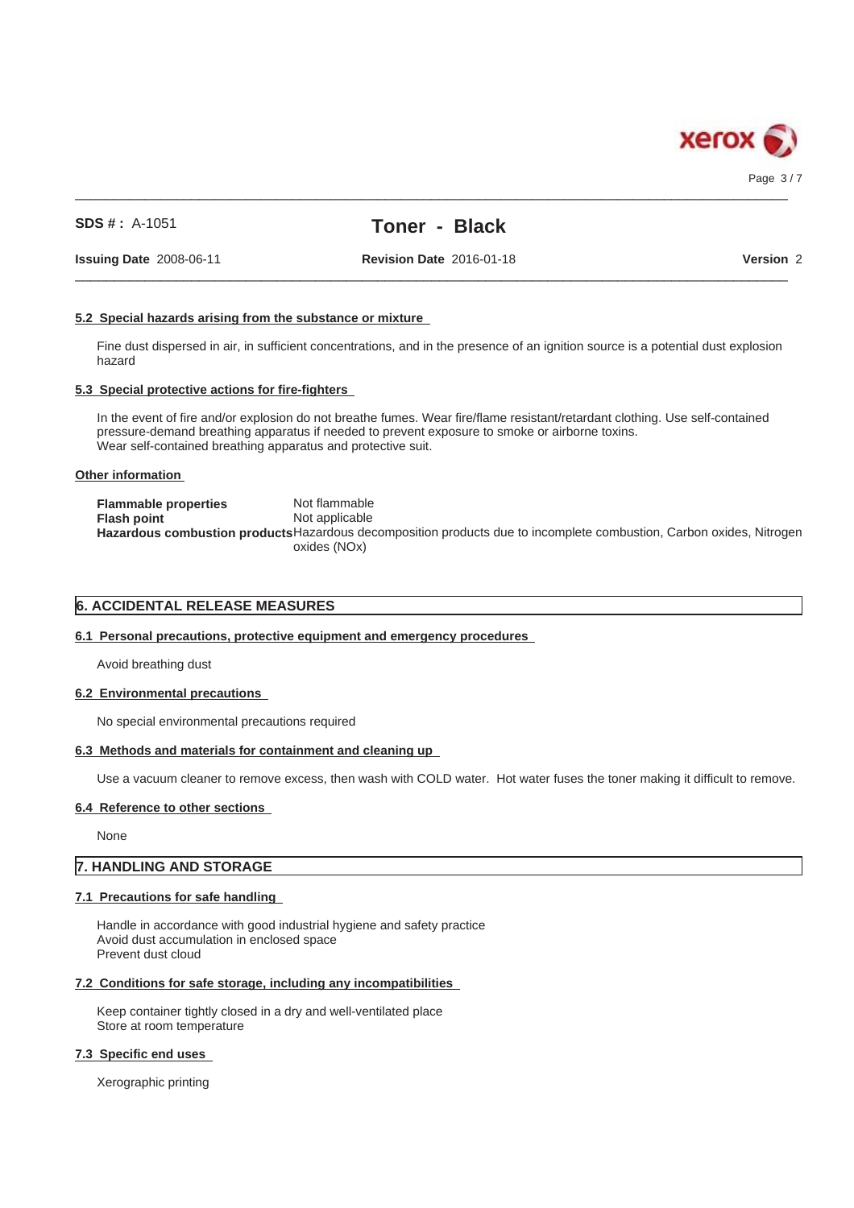#### 5.2 Special hazards arising from the substance or mixture

Fine dust dispersed in air, in sufficient concentrations, and in the presence of an ignition source is a potential dust explosion hazard

#### 5.3 Special protective actions for fire-fighters

In the event of fire and/or explosion do not breathe fumes. Wear fire/flame resistant/retardant clothing. Use self-contained pressure-demand breathing apparatus if needed to prevent exposure to smoke or airborne toxins.
Wear self-contained breathing apparatus and protective suit.

#### Other information

| | |
|---|---|
| **Flammable properties** | Not flammable |
| **Flash point** | Not applicable |
| **Hazardous combustion products** | Hazardous decomposition products due to incomplete combustion, Carbon oxides, Nitrogen oxides (NOx) |

## 6. ACCIDENTAL RELEASE MEASURES

#### 6.1 Personal precautions, protective equipment and emergency procedures

Avoid breathing dust

#### 6.2 Environmental precautions

No special environmental precautions required

#### 6.3 Methods and materials for containment and cleaning up

Use a vacuum cleaner to remove excess, then wash with COLD water. Hot water fuses the toner making it difficult to remove.

#### 6.4 Reference to other sections

None

## 7. HANDLING AND STORAGE

#### 7.1 Precautions for safe handling

Handle in accordance with good industrial hygiene and safety practice
Avoid dust accumulation in enclosed space
Prevent dust cloud

#### 7.2 Conditions for safe storage, including any incompatibilities

Keep container tightly closed in a dry and well-ventilated place
Store at room temperature

#### 7.3 Specific end uses

Xerographic printing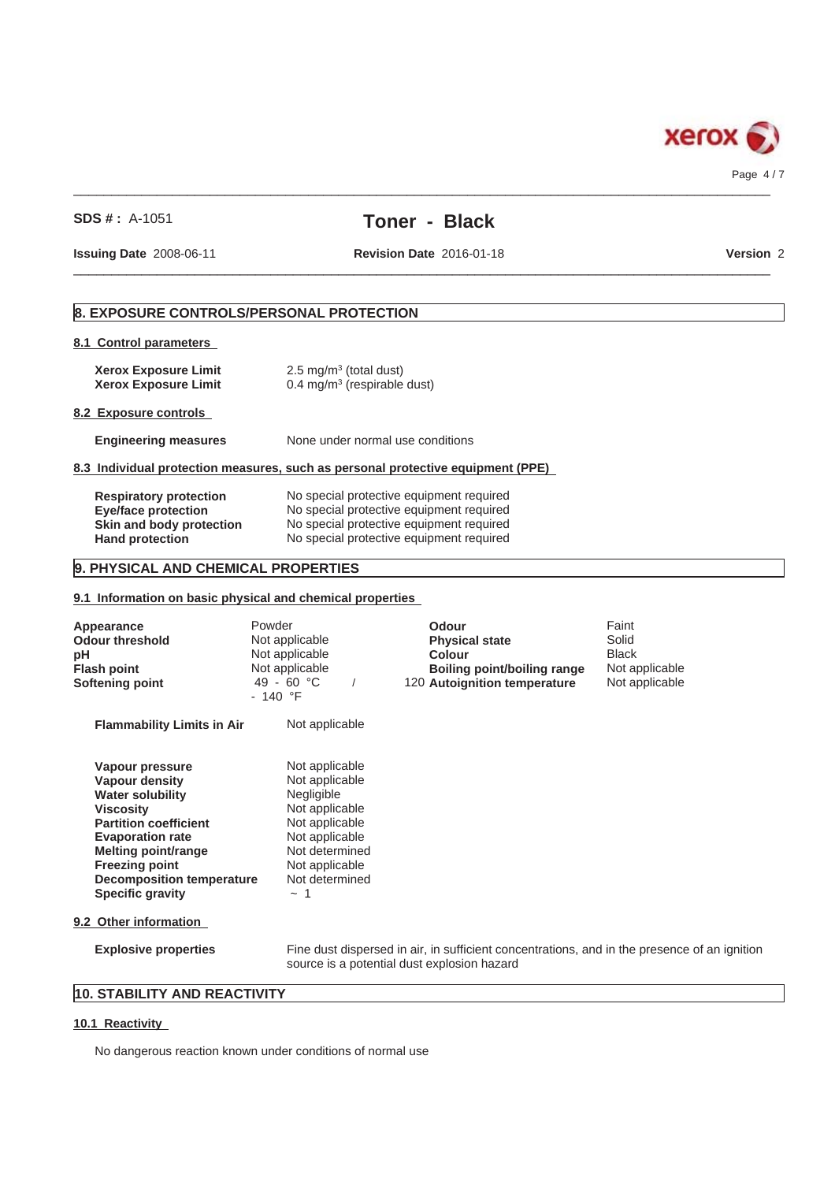**SDS # :** A-1051

# Toner - Black

**Issuing Date** 2008-06-11 **Revision Date** 2016-01-18 **Version** 2

## 8. EXPOSURE CONTROLS/PERSONAL PROTECTION

### 8.1 Control parameters

| | |
|---|---|
| **Xerox Exposure Limit** | 2.5 mg/m³ (total dust) |
| **Xerox Exposure Limit** | 0.4 mg/m³ (respirable dust) |

### 8.2 Exposure controls

| | |
|---|---|
| **Engineering measures** | None under normal use conditions |

### 8.3 Individual protection measures, such as personal protective equipment (PPE)

| | |
|---|---|
| **Respiratory protection** | No special protective equipment required |
| **Eye/face protection** | No special protective equipment required |
| **Skin and body protection** | No special protective equipment required |
| **Hand protection** | No special protective equipment required |

## 9. PHYSICAL AND CHEMICAL PROPERTIES

### 9.1 Information on basic physical and chemical properties

| | | | |
|---|---|---|---|
| **Appearance** | Powder | **Odour** | Faint |
| **Odour threshold** | Not applicable | **Physical state** | Solid |
| **pH** | Not applicable | **Colour** | Black |
| **Flash point** | Not applicable | **Boiling point/boiling range** | Not applicable |
| **Softening point** | 49 - 60 °C / 120 - 140 °F | **Autoignition temperature** | Not applicable |

| | |
|---|---|
| **Flammability Limits in Air** | Not applicable |

| | |
|---|---|
| **Vapour pressure** | Not applicable |
| **Vapour density** | Not applicable |
| **Water solubility** | Negligible |
| **Viscosity** | Not applicable |
| **Partition coefficient** | Not applicable |
| **Evaporation rate** | Not applicable |
| **Melting point/range** | Not determined |
| **Freezing point** | Not applicable |
| **Decomposition temperature** | Not determined |
| **Specific gravity** | ~ 1 |

### 9.2 Other information

| | |
|---|---|
| **Explosive properties** | Fine dust dispersed in air, in sufficient concentrations, and in the presence of an ignition source is a potential dust explosion hazard |

## 10. STABILITY AND REACTIVITY

### 10.1 Reactivity

No dangerous reaction known under conditions of normal use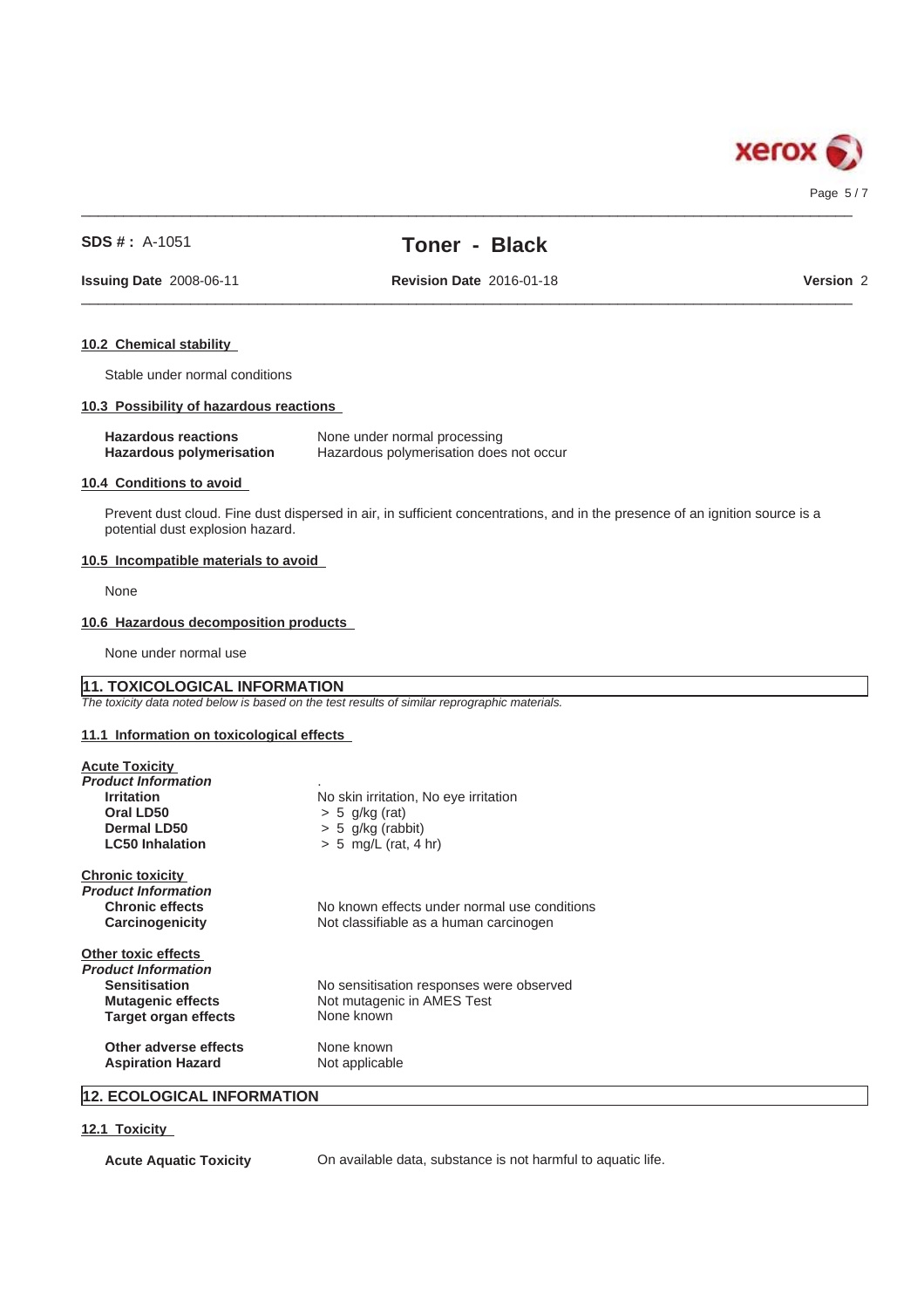### 10.2 Chemical stability

Stable under normal conditions

### 10.3 Possibility of hazardous reactions

| | |
|---|---|
| **Hazardous reactions** | None under normal processing |
| **Hazardous polymerisation** | Hazardous polymerisation does not occur |

### 10.4 Conditions to avoid

Prevent dust cloud. Fine dust dispersed in air, in sufficient concentrations, and in the presence of an ignition source is a potential dust explosion hazard.

### 10.5 Incompatible materials to avoid

None

### 10.6 Hazardous decomposition products

None under normal use

## 11. TOXICOLOGICAL INFORMATION

*The toxicity data noted below is based on the test results of similar reprographic materials.*

### 11.1 Information on toxicological effects

**Acute Toxicity**

***Product Information***

| | |
|---|---|
| **Irritation** | No skin irritation, No eye irritation |
| **Oral LD50** | > 5 g/kg (rat) |
| **Dermal LD50** | > 5 g/kg (rabbit) |
| **LC50 Inhalation** | > 5 mg/L (rat, 4 hr) |

**Chronic toxicity**

***Product Information***

| | |
|---|---|
| **Chronic effects** | No known effects under normal use conditions |
| **Carcinogenicity** | Not classifiable as a human carcinogen |

**Other toxic effects**

***Product Information***

| | |
|---|---|
| **Sensitisation** | No sensitisation responses were observed |
| **Mutagenic effects** | Not mutagenic in AMES Test |
| **Target organ effects** | None known |
| **Other adverse effects** | None known |
| **Aspiration Hazard** | Not applicable |

## 12. ECOLOGICAL INFORMATION

### 12.1 Toxicity

| | |
|---|---|
| **Acute Aquatic Toxicity** | On available data, substance is not harmful to aquatic life. |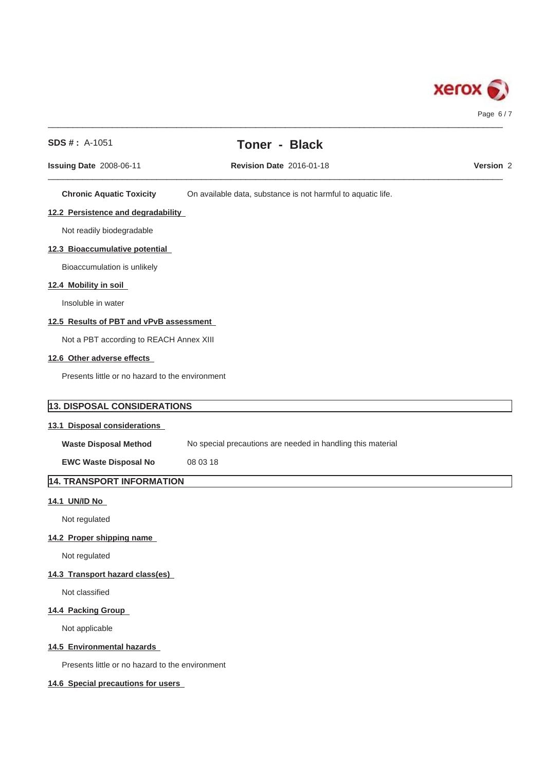**Chronic Aquatic Toxicity** On available data, substance is not harmful to aquatic life.

### 12.2 Persistence and degradability

Not readily biodegradable

### 12.3 Bioaccumulative potential

Bioaccumulation is unlikely

### 12.4 Mobility in soil

Insoluble in water

### 12.5 Results of PBT and vPvB assessment

Not a PBT according to REACH Annex XIII

### 12.6 Other adverse effects

Presents little or no hazard to the environment

## 13. DISPOSAL CONSIDERATIONS

### 13.1 Disposal considerations

**Waste Disposal Method** No special precautions are needed in handling this material

**EWC Waste Disposal No** 08 03 18

## 14. TRANSPORT INFORMATION

### 14.1 UN/ID No

Not regulated

### 14.2 Proper shipping name

Not regulated

### 14.3 Transport hazard class(es)

Not classified

### 14.4 Packing Group

Not applicable

### 14.5 Environmental hazards

Presents little or no hazard to the environment

### 14.6 Special precautions for users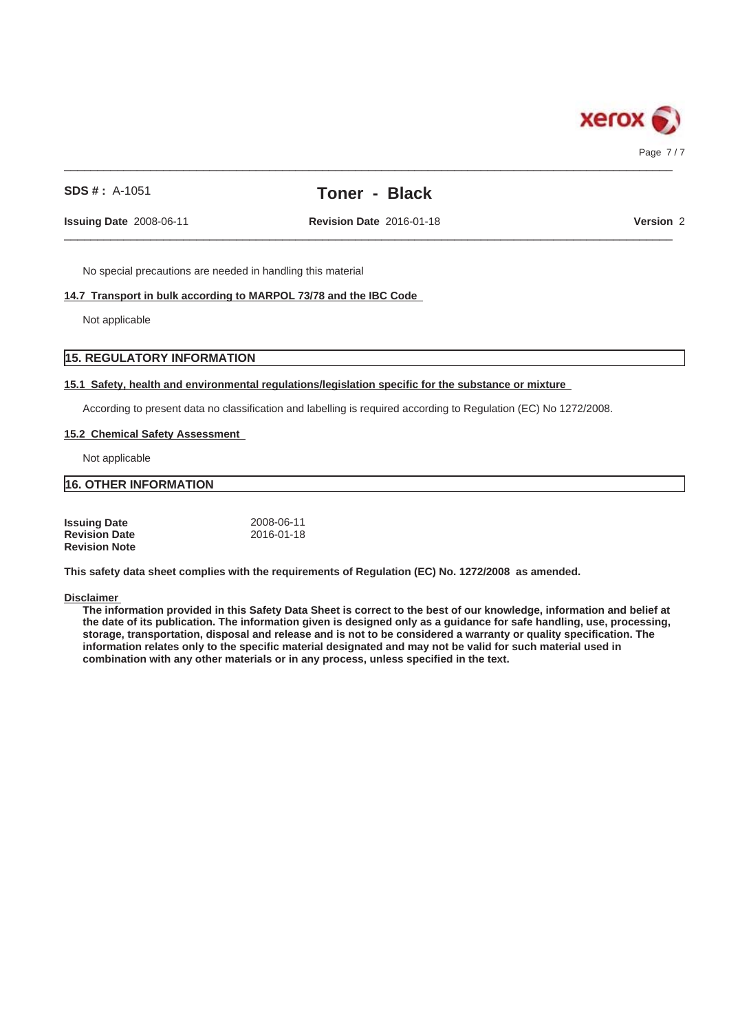No special precautions are needed in handling this material

**14.7 Transport in bulk according to MARPOL 73/78 and the IBC Code**

Not applicable

## 15. REGULATORY INFORMATION

**15.1 Safety, health and environmental regulations/legislation specific for the substance or mixture**

According to present data no classification and labelling is required according to Regulation (EC) No 1272/2008.

**15.2 Chemical Safety Assessment**

Not applicable

## 16. OTHER INFORMATION

| | |
|---|---|
| **Issuing Date** | 2008-06-11 |
| **Revision Date** | 2016-01-18 |
| **Revision Note** | |

**This safety data sheet complies with the requirements of Regulation (EC) No. 1272/2008 as amended.**

**Disclaimer**

**The information provided in this Safety Data Sheet is correct to the best of our knowledge, information and belief at the date of its publication. The information given is designed only as a guidance for safe handling, use, processing, storage, transportation, disposal and release and is not to be considered a warranty or quality specification. The information relates only to the specific material designated and may not be valid for such material used in combination with any other materials or in any process, unless specified in the text.**